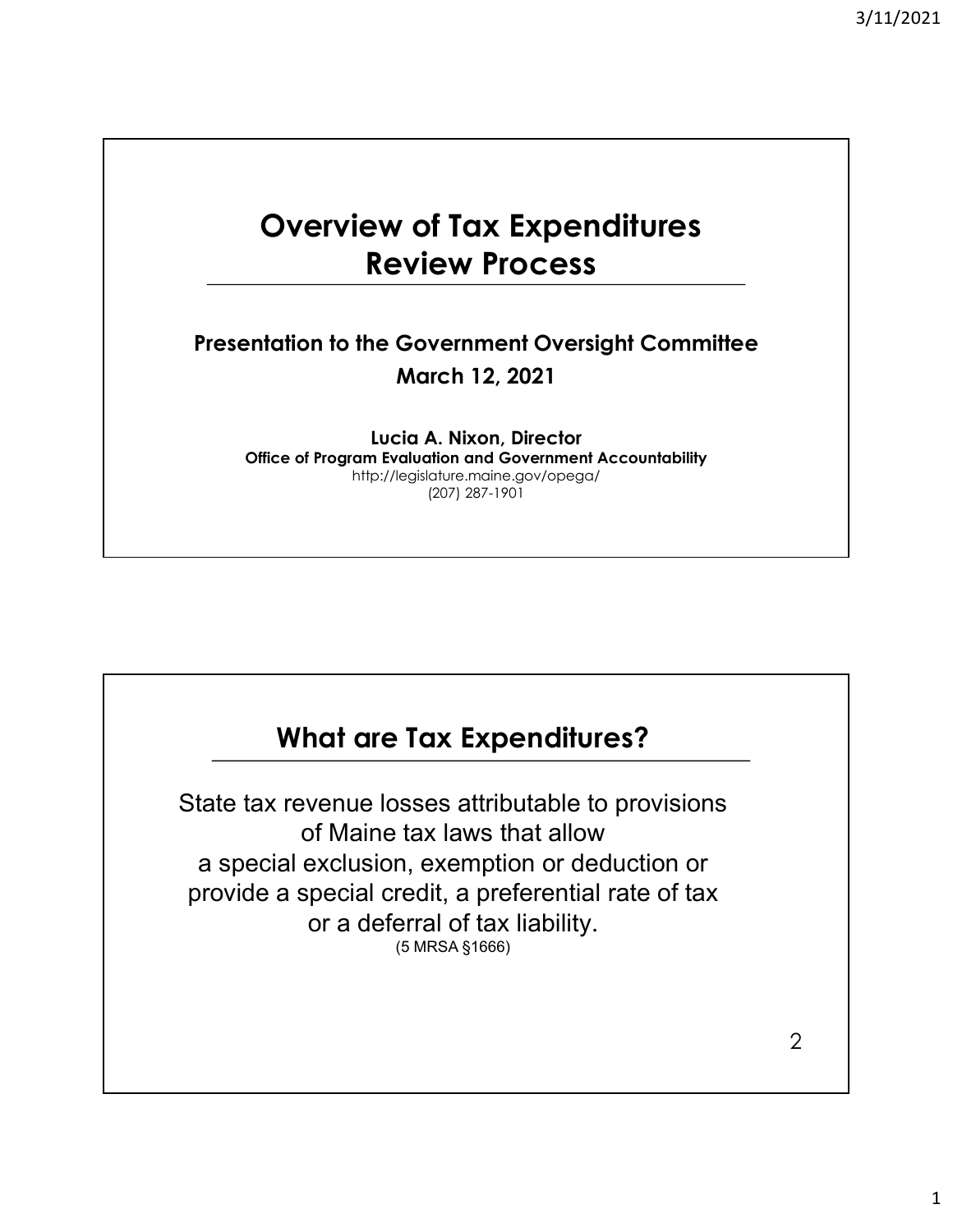# Overview of Tax Expenditures Review Process

**Presentation to the Government Oversight Committee**

**March 12, 2021**

**Lucia A. Nixon, Director**

**Office of Program Evaluation and Government Accountability**

http://legislature.maine.gov/opega/

(207) 287-1901

## What are Tax Expenditures?

State tax revenue losses attributable to provisions of Maine tax laws that allow a special exclusion, exemption or deduction or provide a special credit, a preferential rate of tax or a deferral of tax liability.

(5 MRSA §1666)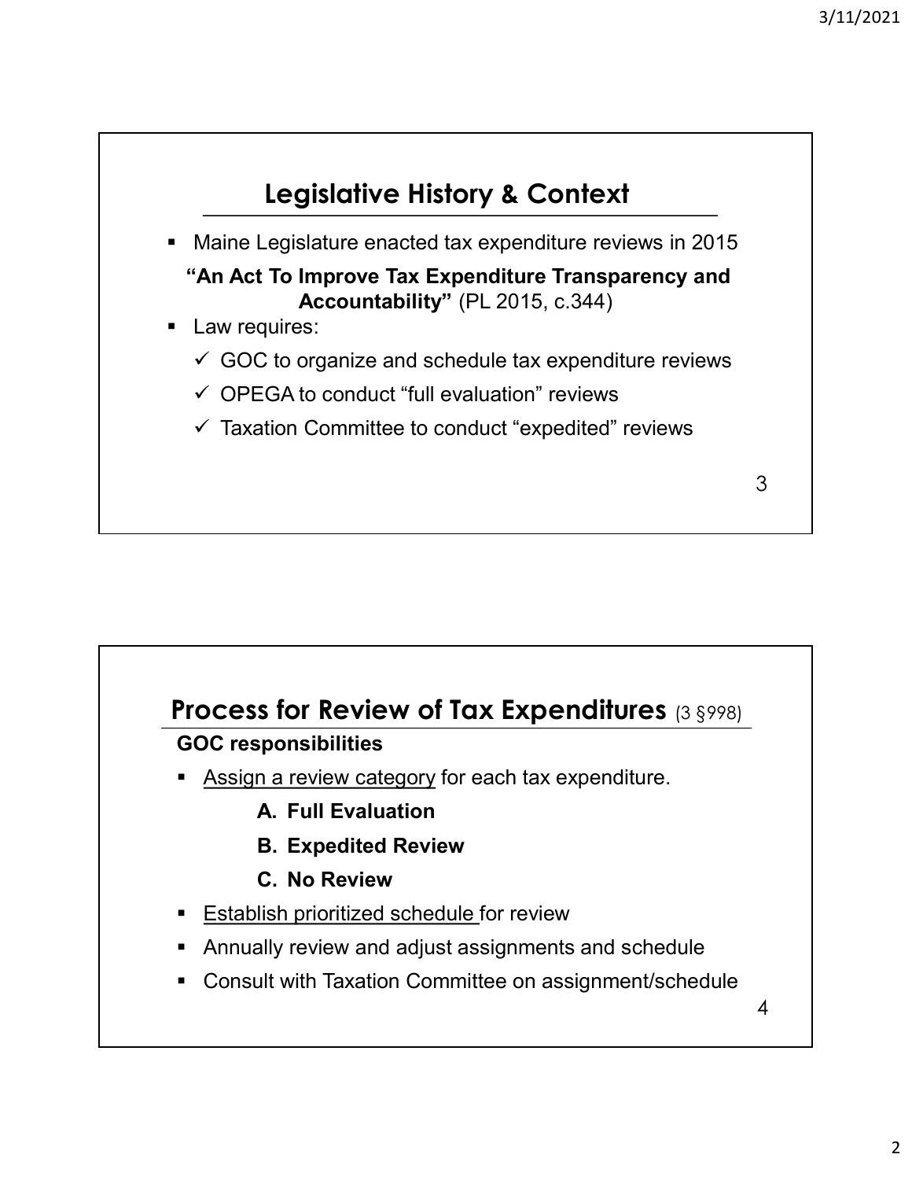## Legislative History & Context

- Maine Legislature enacted tax expenditure reviews in 2015

  **"An Act To Improve Tax Expenditure Transparency and Accountability"** (PL 2015, c.344)

- Law requires:
  - ✓ GOC to organize and schedule tax expenditure reviews
  - ✓ OPEGA to conduct "full evaluation" reviews
  - ✓ Taxation Committee to conduct "expedited" reviews

## Process for Review of Tax Expenditures (3 §998)

**GOC responsibilities**

- Assign a review category for each tax expenditure.
  - **A. Full Evaluation**
  - **B. Expedited Review**
  - **C. No Review**
- Establish prioritized schedule for review
- Annually review and adjust assignments and schedule
- Consult with Taxation Committee on assignment/schedule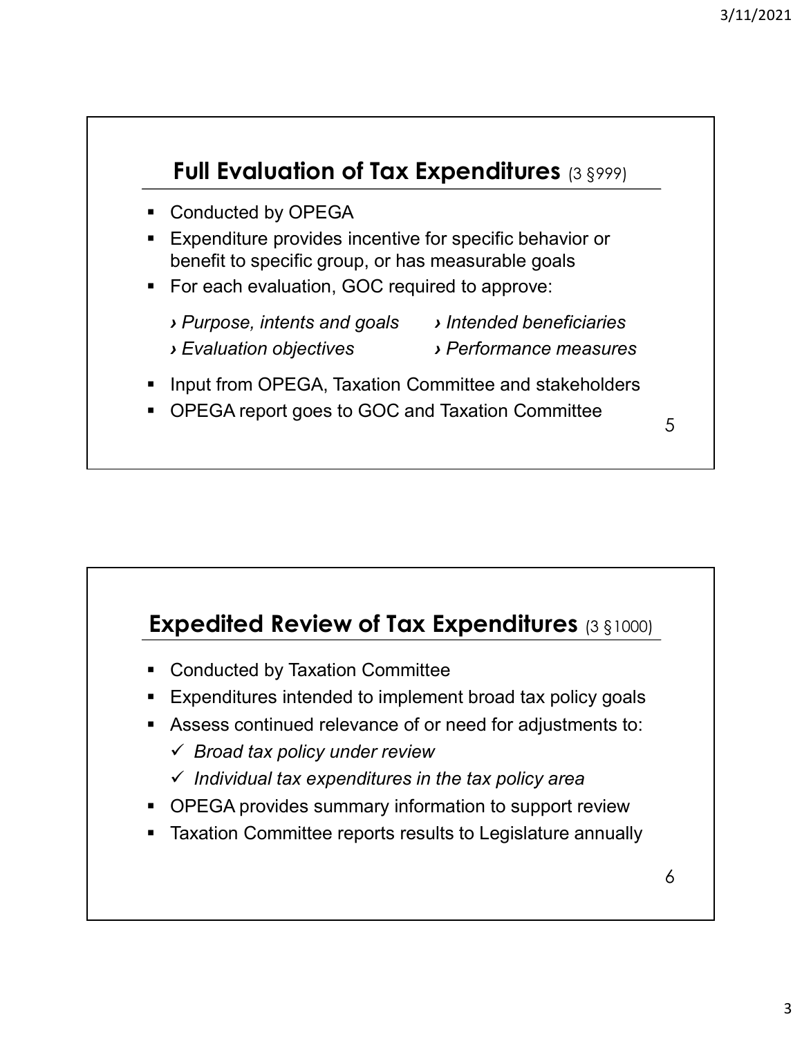## Full Evaluation of Tax Expenditures (3 §999)

- Conducted by OPEGA
- Expenditure provides incentive for specific behavior or benefit to specific group, or has measurable goals
- For each evaluation, GOC required to approve:
  - *Purpose, intents and goals*
  - *Intended beneficiaries*
  - *Evaluation objectives*
  - *Performance measures*
- Input from OPEGA, Taxation Committee and stakeholders
- OPEGA report goes to GOC and Taxation Committee

## Expedited Review of Tax Expenditures (3 §1000)

- Conducted by Taxation Committee
- Expenditures intended to implement broad tax policy goals
- Assess continued relevance of or need for adjustments to:
  - ✓ *Broad tax policy under review*
  - ✓ *Individual tax expenditures in the tax policy area*
- OPEGA provides summary information to support review
- Taxation Committee reports results to Legislature annually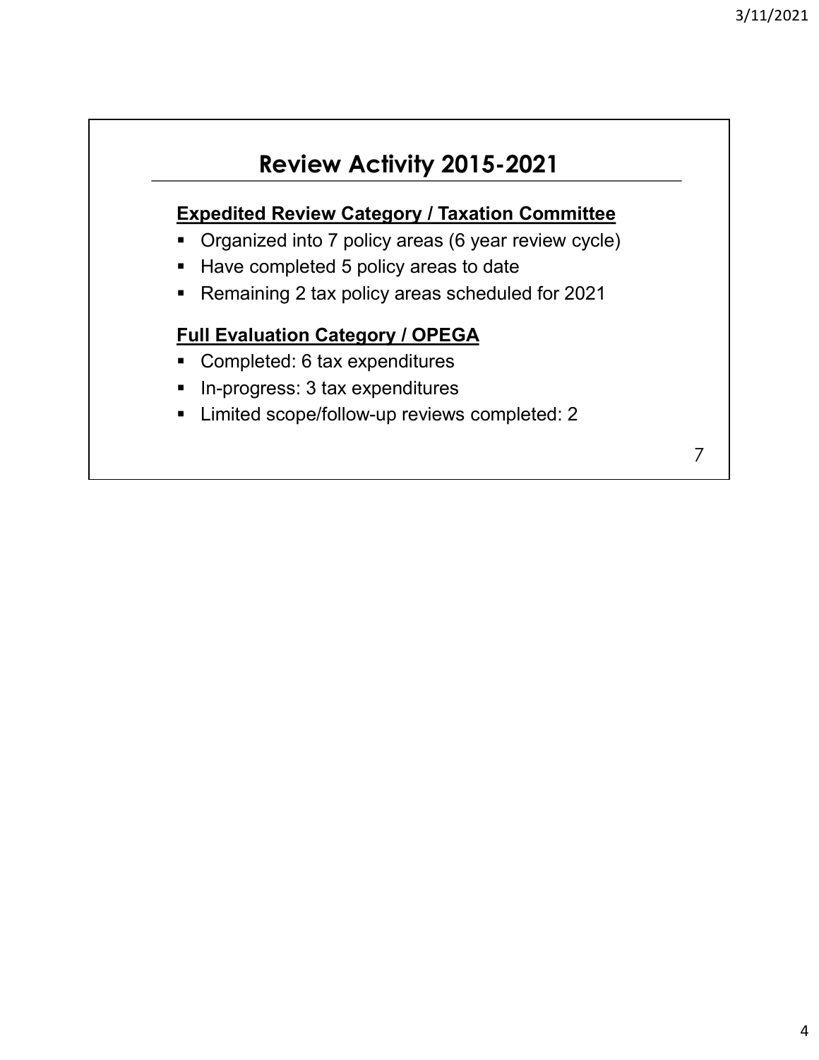## Review Activity 2015-2021

**Expedited Review Category / Taxation Committee**

- Organized into 7 policy areas (6 year review cycle)
- Have completed 5 policy areas to date
- Remaining 2 tax policy areas scheduled for 2021

**Full Evaluation Category / OPEGA**

- Completed: 6 tax expenditures
- In-progress: 3 tax expenditures
- Limited scope/follow-up reviews completed: 2